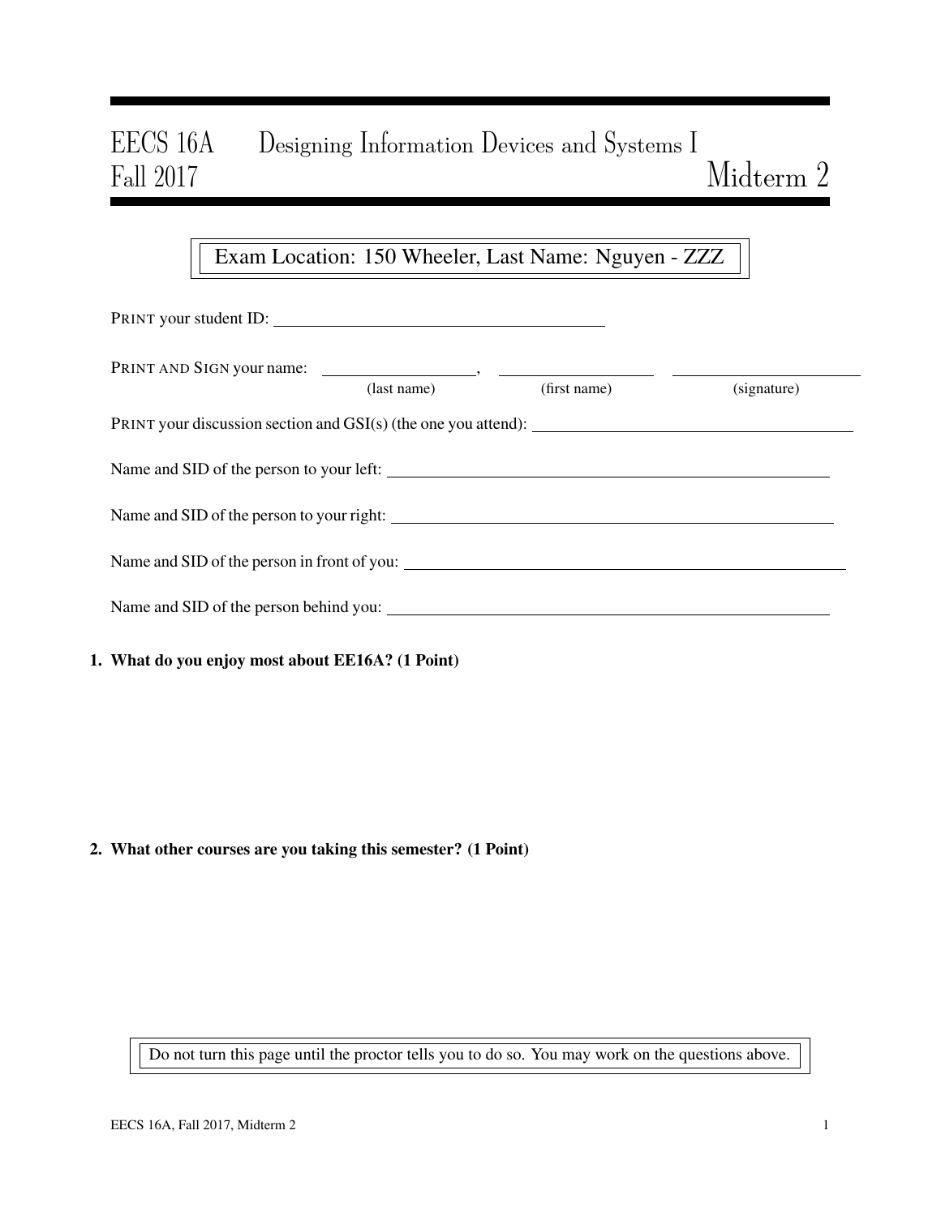# EECS 16A Designing Information Devices and Systems I
## Fall 2017 Midterm 2

Exam Location: 150 Wheeler, Last Name: Nguyen - ZZZ

PRINT your student ID: ______________________________

PRINT AND SIGN your name: ________________, ________________ ________________
(last name) (first name) (signature)

PRINT your discussion section and GSI(s) (the one you attend): ______________________________

Name and SID of the person to your left: ______________________________

Name and SID of the person to your right: ______________________________

Name and SID of the person in front of you: ______________________________

Name and SID of the person behind you: ______________________________

**1. What do you enjoy most about EE16A? (1 Point)**

**2. What other courses are you taking this semester? (1 Point)**

Do not turn this page until the proctor tells you to do so. You may work on the questions above.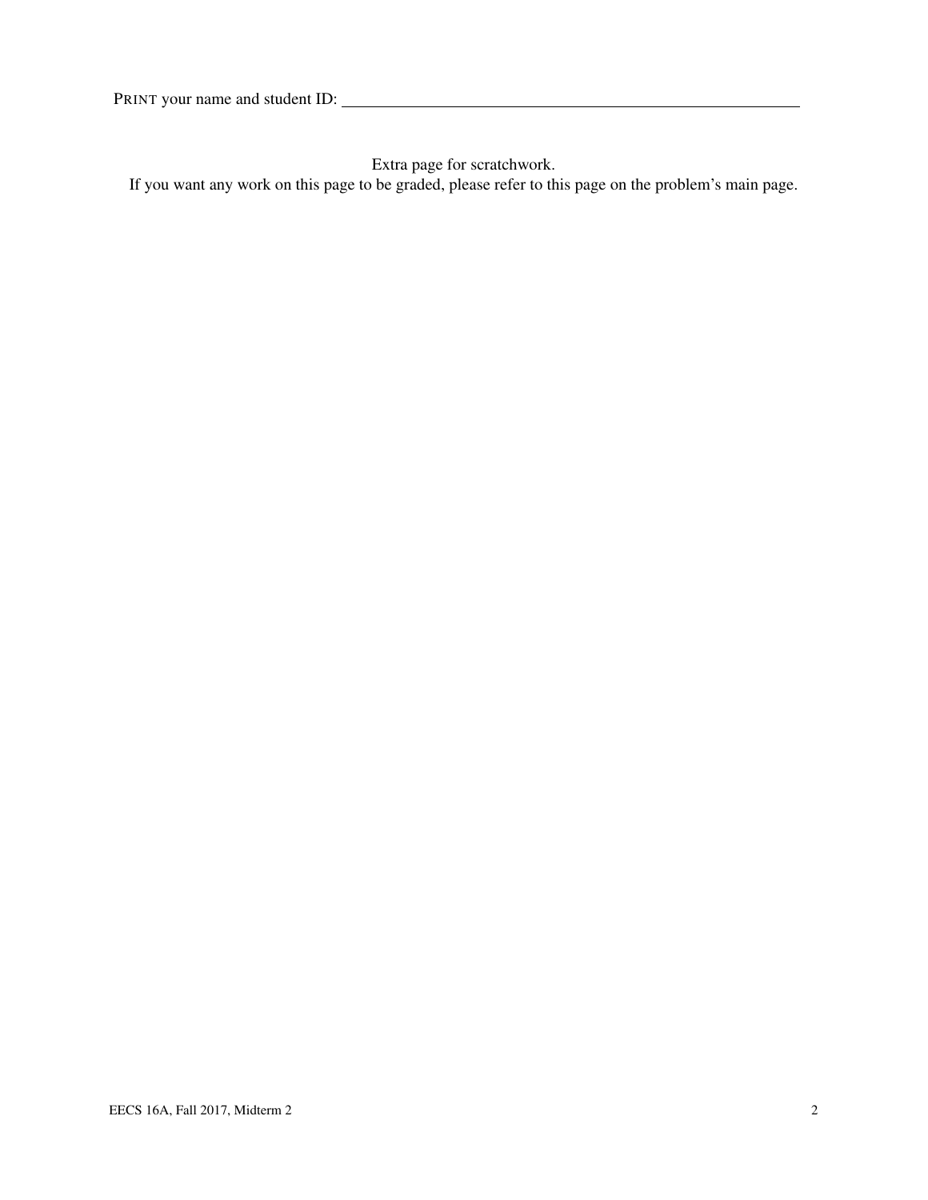PRINT your name and student ID: \_\_\_\_\_\_\_\_\_\_\_\_\_\_\_\_\_\_\_\_\_\_\_\_\_\_\_\_\_\_\_\_\_\_\_\_\_\_\_\_\_\_\_\_\_\_\_\_

Extra page for scratchwork.

If you want any work on this page to be graded, please refer to this page on the problem's main page.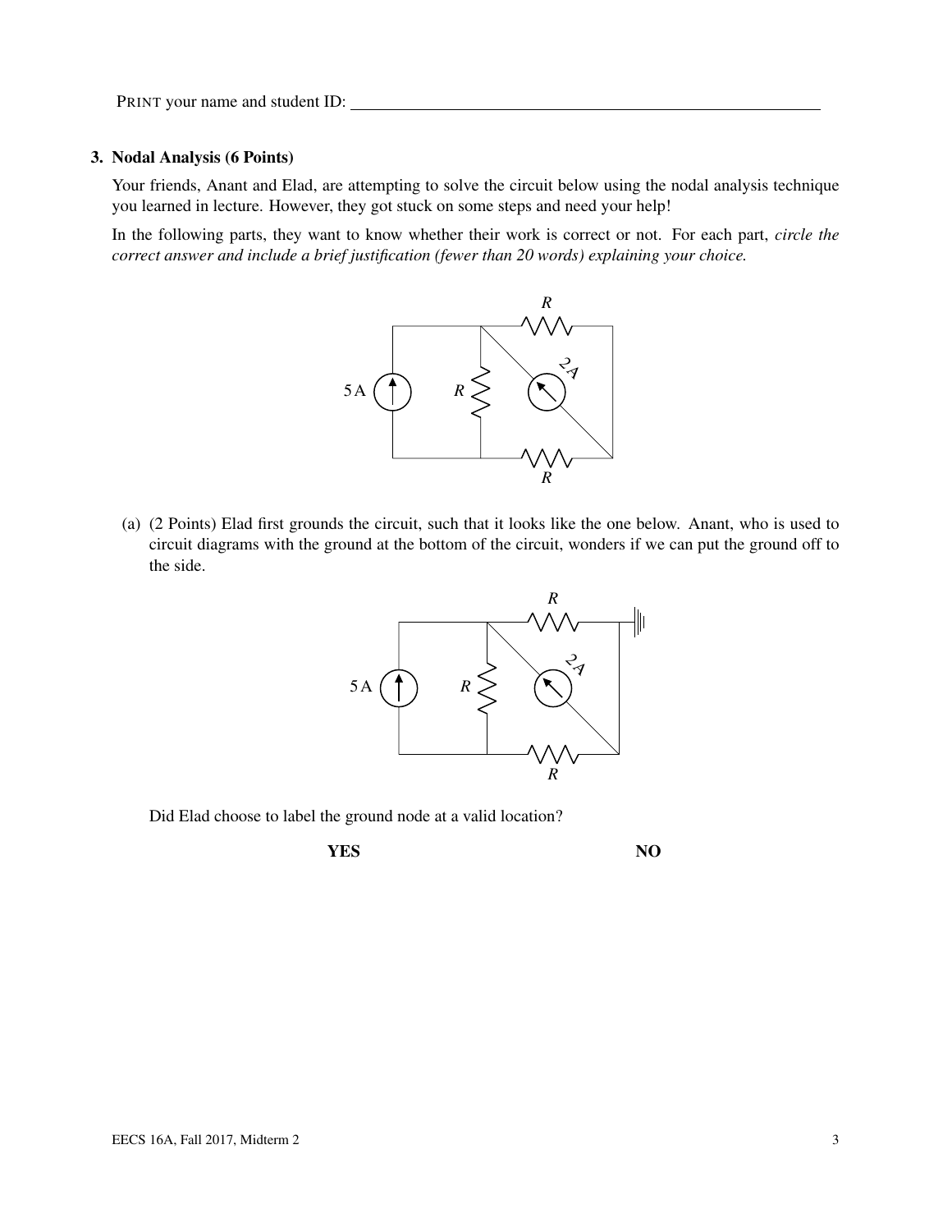PRINT your name and student ID: ______________________________

## 3. Nodal Analysis (6 Points)

Your friends, Anant and Elad, are attempting to solve the circuit below using the nodal analysis technique you learned in lecture. However, they got stuck on some steps and need your help!

In the following parts, they want to know whether their work is correct or not. For each part, *circle the correct answer and include a brief justification (fewer than 20 words) explaining your choice.*

(a) (2 Points) Elad first grounds the circuit, such that it looks like the one below. Anant, who is used to circuit diagrams with the ground at the bottom of the circuit, wonders if we can put the ground off to the side.

Did Elad choose to label the ground node at a valid location?

**YES** **NO**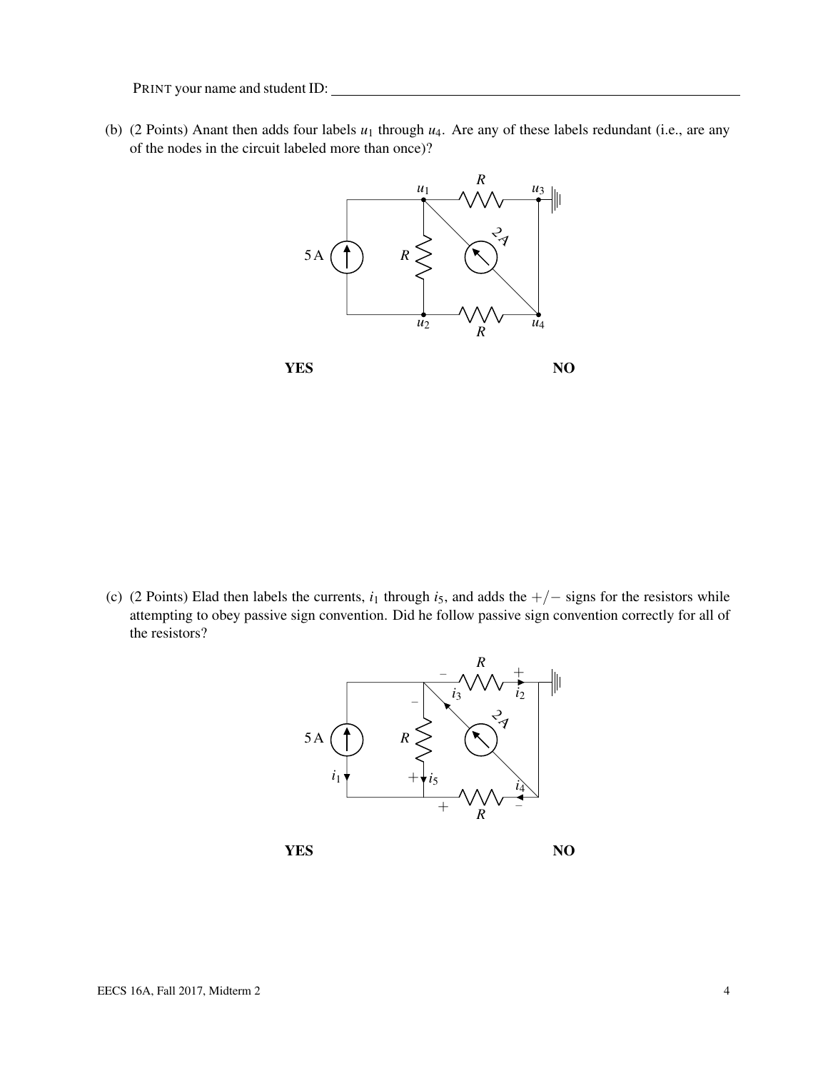PRINT your name and student ID:

(b) (2 Points) Anant then adds four labels $u_1$ through $u_4$. Are any of these labels redundant (i.e., are any of the nodes in the circuit labeled more than once)?

**YES** **NO**

(c) (2 Points) Elad then labels the currents, $i_1$ through $i_5$, and adds the $+/-$ signs for the resistors while attempting to obey passive sign convention. Did he follow passive sign convention correctly for all of the resistors?

**YES** **NO**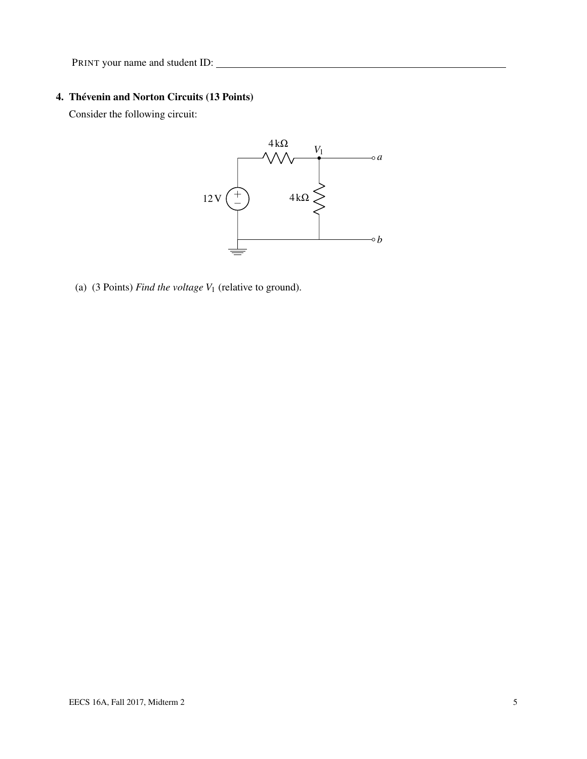PRINT your name and student ID: ______________________________

## 4. Thévenin and Norton Circuits (13 Points)

Consider the following circuit:

(a) (3 Points) *Find the voltage $V_1$* (relative to ground).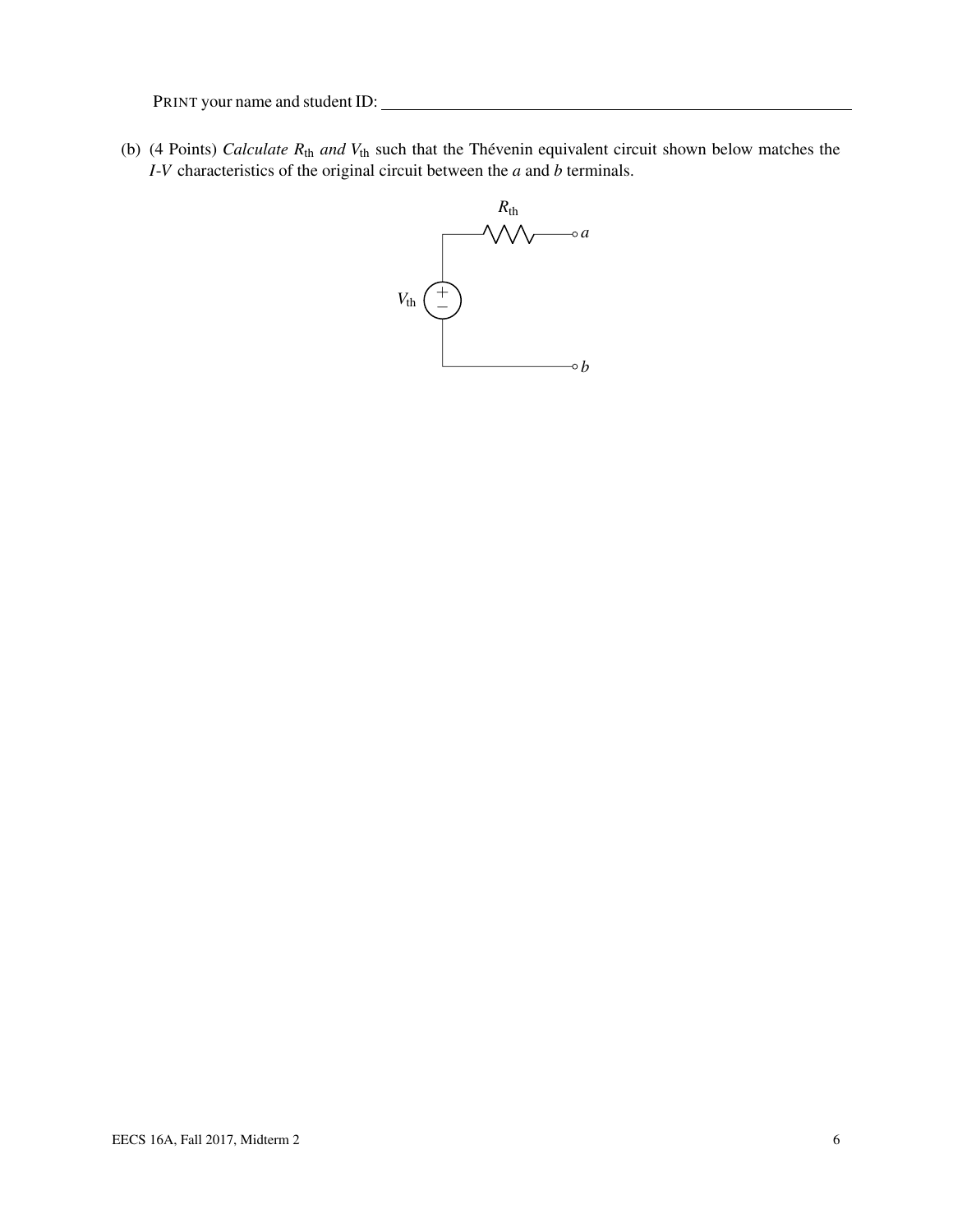PRINT your name and student ID: ____________________

(b) (4 Points) *Calculate* $R_{\text{th}}$ *and* $V_{\text{th}}$ such that the Thévenin equivalent circuit shown below matches the *I-V* characteristics of the original circuit between the *a* and *b* terminals.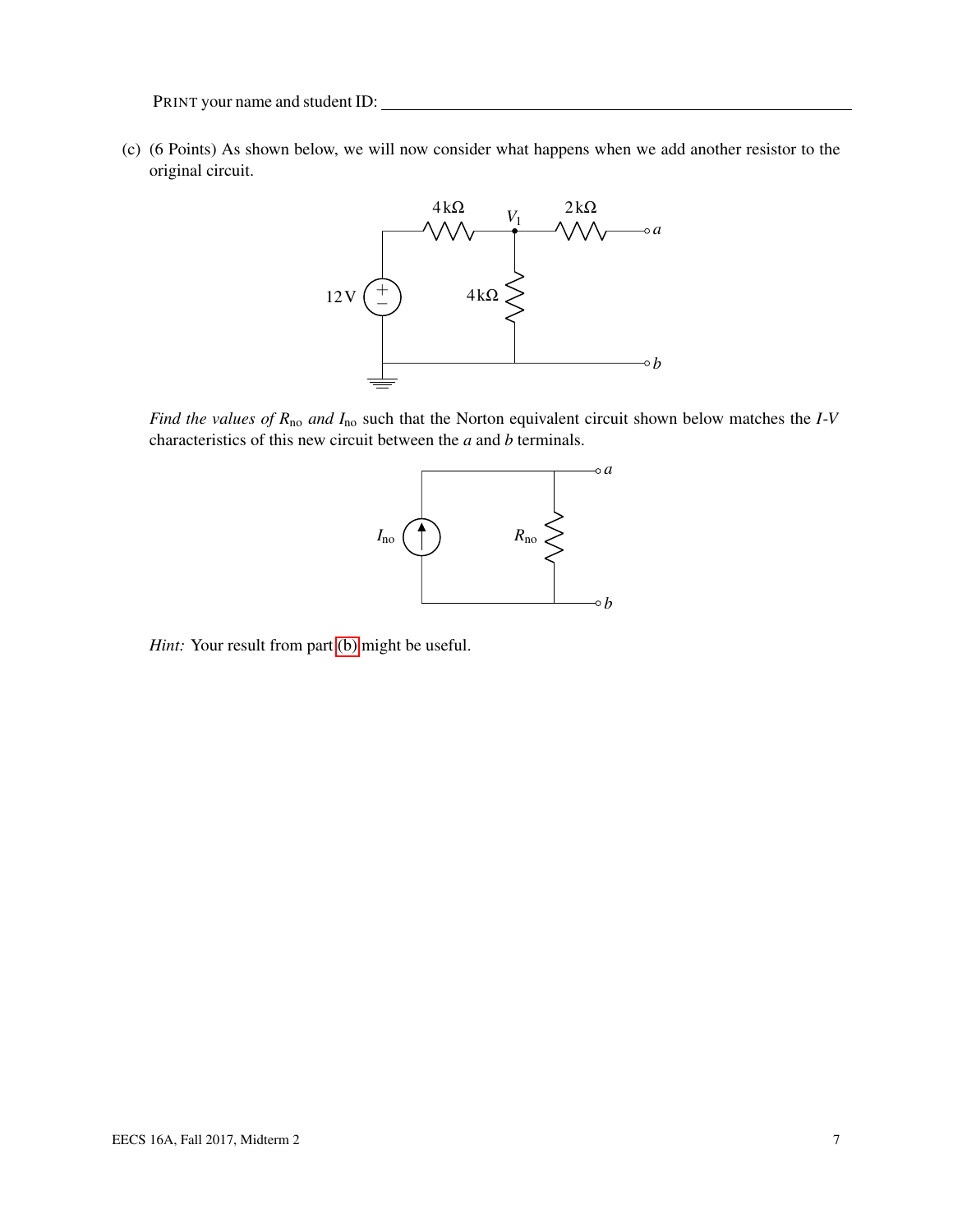PRINT your name and student ID: ____________________________________________

(c) (6 Points) As shown below, we will now consider what happens when we add another resistor to the original circuit.

*Find the values of $R_{\text{no}}$ and $I_{\text{no}}$* such that the Norton equivalent circuit shown below matches the *I*-*V* characteristics of this new circuit between the *a* and *b* terminals.

*Hint:* Your result from part (b) might be useful.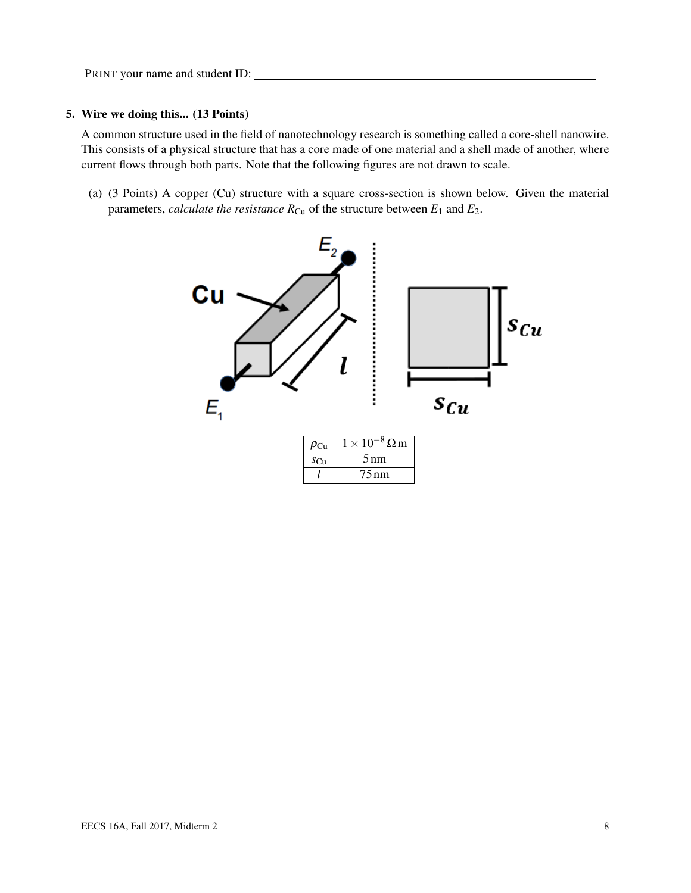PRINT your name and student ID: ________________________________________________

## 5. Wire we doing this... (13 Points)

A common structure used in the field of nanotechnology research is something called a core-shell nanowire. This consists of a physical structure that has a core made of one material and a shell made of another, where current flows through both parts. Note that the following figures are not drawn to scale.

(a) (3 Points) A copper (Cu) structure with a square cross-section is shown below. Given the material parameters, *calculate the resistance* $R_{\text{Cu}}$ *of the structure between* $E_1$ and $E_2$.

| $\rho_{\text{Cu}}$ | $1 \times 10^{-8}\,\Omega\,\text{m}$ |
|---|---|
| $s_{\text{Cu}}$ | $5\,\text{nm}$ |
| $l$ | $75\,\text{nm}$ |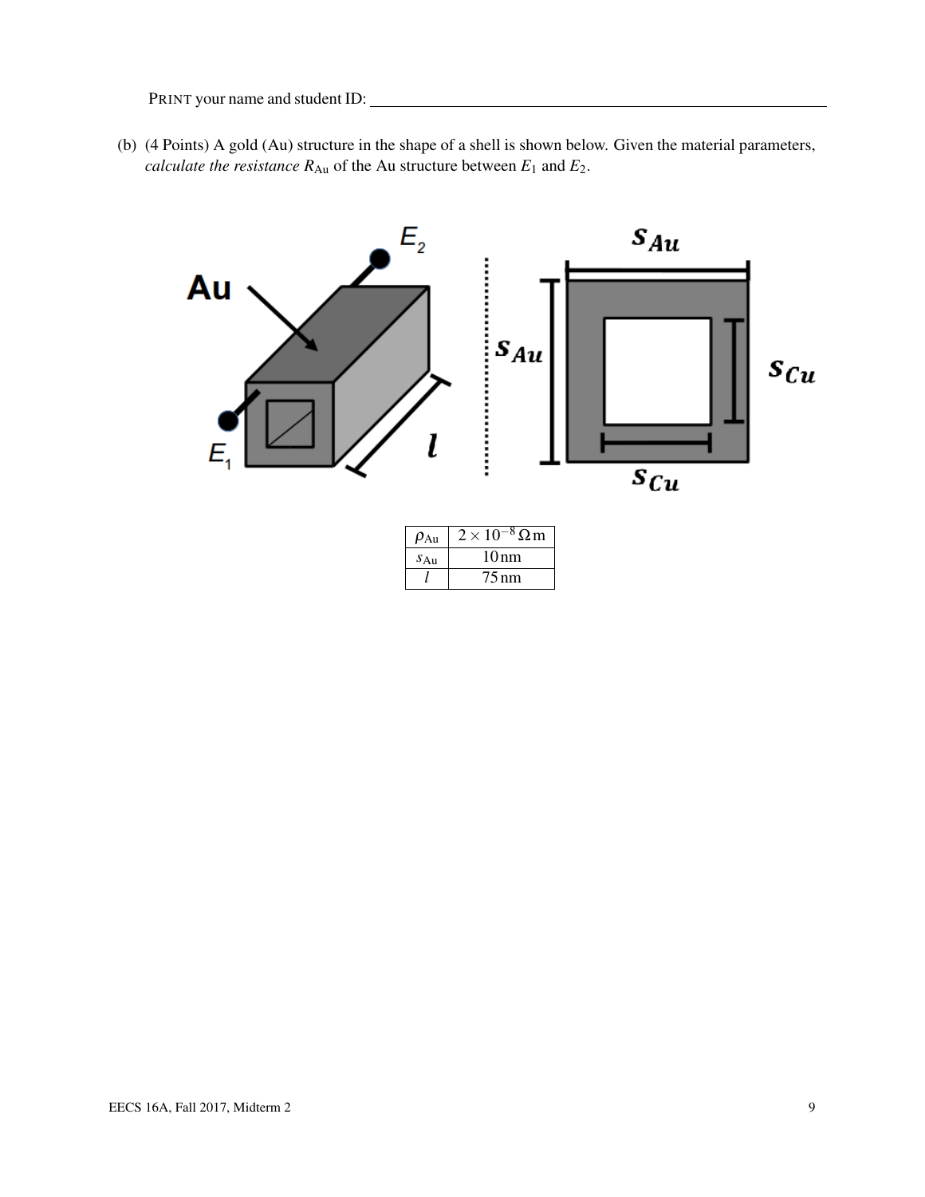PRINT your name and student ID: ____________________________________________

(b) (4 Points) A gold (Au) structure in the shape of a shell is shown below. Given the material parameters, *calculate the resistance* $R_{\text{Au}}$ of the Au structure between $E_1$ and $E_2$.

| | |
|---|---|
| $\rho_{\text{Au}}$ | $2 \times 10^{-8}\,\Omega\,\text{m}$ |
| $s_{\text{Au}}$ | $10\,\text{nm}$ |
| $l$ | $75\,\text{nm}$ |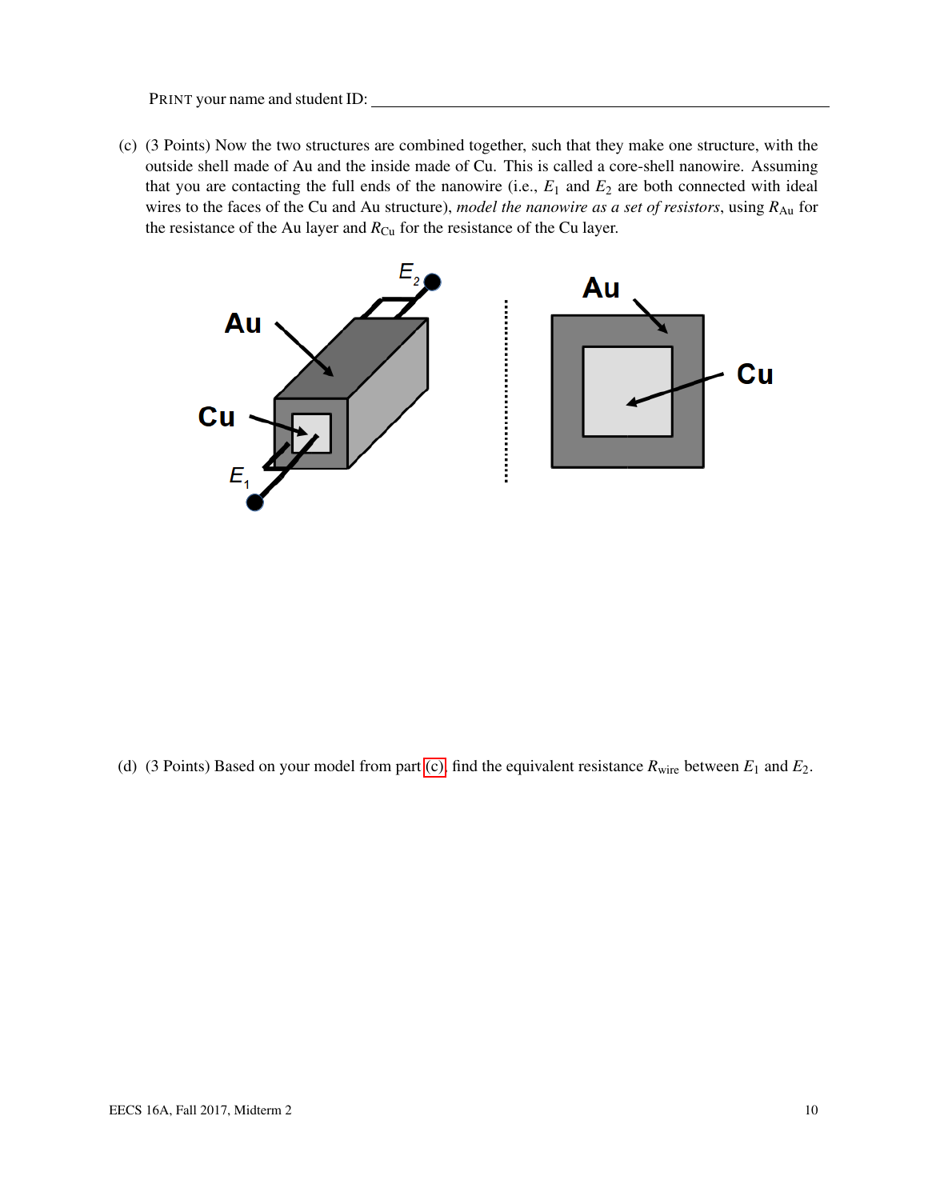PRINT your name and student ID: ___________________________________________

(c) (3 Points) Now the two structures are combined together, such that they make one structure, with the outside shell made of Au and the inside made of Cu. This is called a core-shell nanowire. Assuming that you are contacting the full ends of the nanowire (i.e., $E_1$ and $E_2$ are both connected with ideal wires to the faces of the Cu and Au structure), *model the nanowire as a set of resistors*, using $R_{\text{Au}}$ for the resistance of the Au layer and $R_{\text{Cu}}$ for the resistance of the Cu layer.

(d) (3 Points) Based on your model from part (c), find the equivalent resistance $R_{\text{wire}}$ between $E_1$ and $E_2$.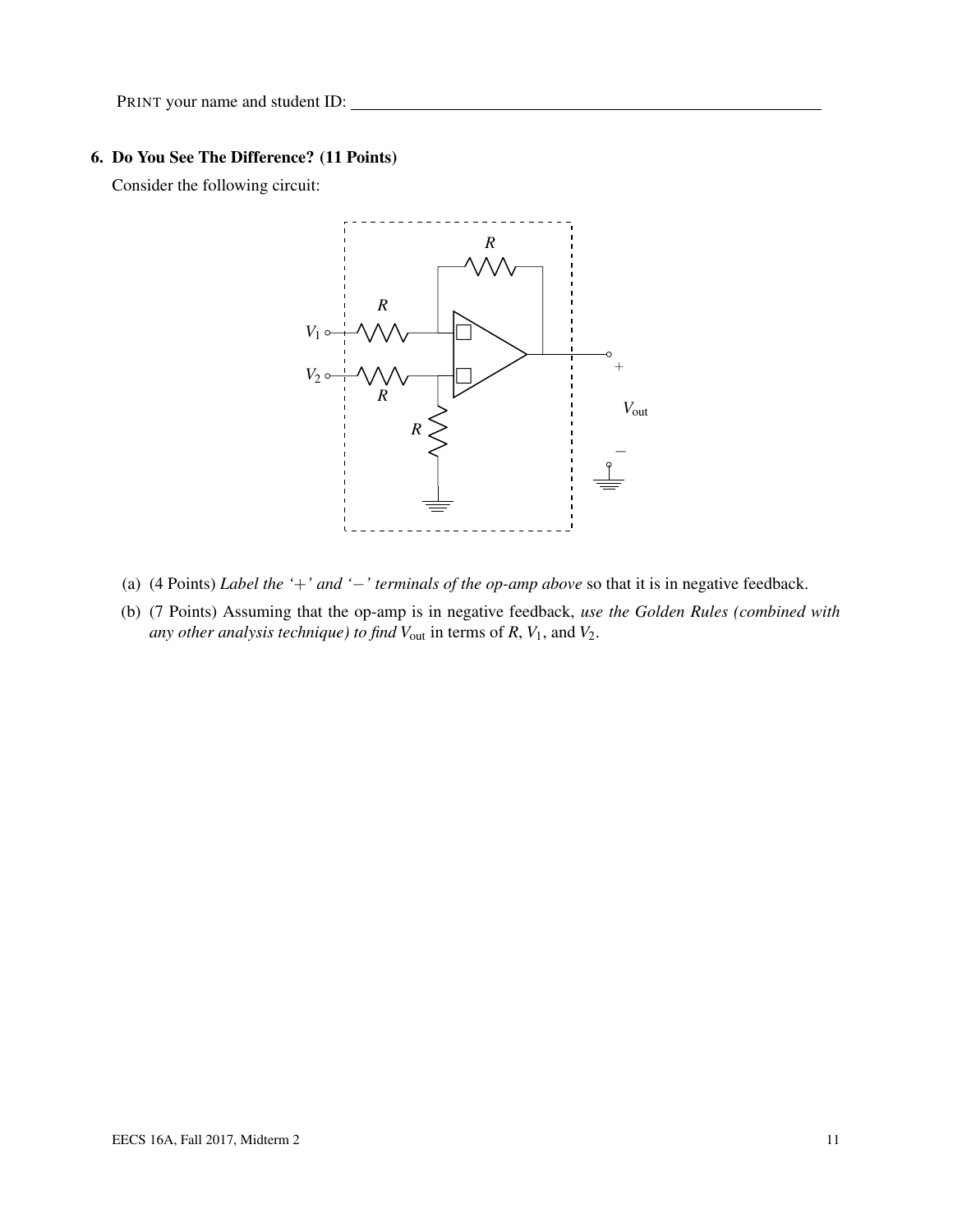PRINT your name and student ID: \_\_\_\_\_\_\_\_\_\_\_\_\_\_\_\_\_\_\_\_\_\_\_\_\_\_\_\_\_\_\_\_\_\_\_\_\_\_\_\_\_\_\_\_\_\_\_\_

### 6. Do You See The Difference? (11 Points)

Consider the following circuit:

(a) (4 Points) *Label the '+' and '−' terminals of the op-amp above* so that it is in negative feedback.

(b) (7 Points) Assuming that the op-amp is in negative feedback, *use the Golden Rules (combined with any other analysis technique) to find* $V_{\text{out}}$ in terms of $R$, $V_1$, and $V_2$.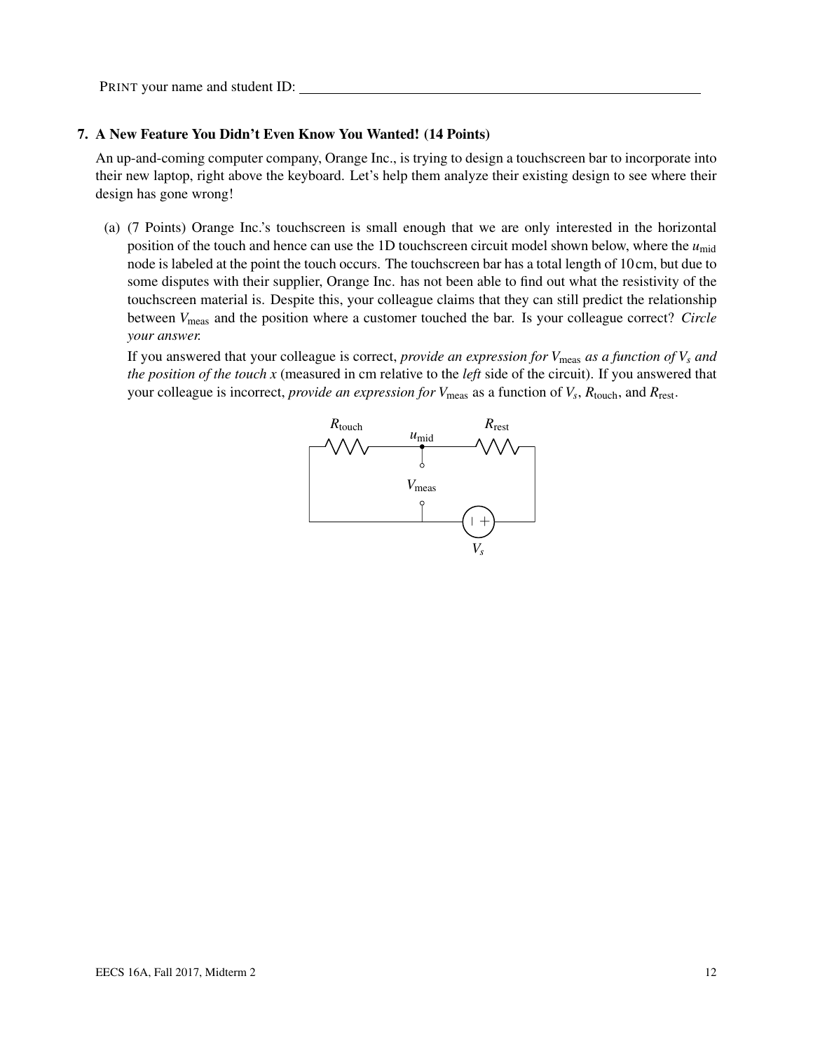PRINT your name and student ID: ______________________________

## 7. A New Feature You Didn't Even Know You Wanted! (14 Points)

An up-and-coming computer company, Orange Inc., is trying to design a touchscreen bar to incorporate into their new laptop, right above the keyboard. Let's help them analyze their existing design to see where their design has gone wrong!

(a) (7 Points) Orange Inc.'s touchscreen is small enough that we are only interested in the horizontal position of the touch and hence can use the 1D touchscreen circuit model shown below, where the $u_{\text{mid}}$ node is labeled at the point the touch occurs. The touchscreen bar has a total length of 10 cm, but due to some disputes with their supplier, Orange Inc. has not been able to find out what the resistivity of the touchscreen material is. Despite this, your colleague claims that they can still predict the relationship between $V_{\text{meas}}$ and the position where a customer touched the bar. Is your colleague correct? *Circle your answer.*

If you answered that your colleague is correct, *provide an expression for* $V_{\text{meas}}$ *as a function of* $V_s$ *and the position of the touch* $x$ (measured in cm relative to the *left* side of the circuit). If you answered that your colleague is incorrect, *provide an expression for* $V_{\text{meas}}$ as a function of $V_s$, $R_{\text{touch}}$, and $R_{\text{rest}}$.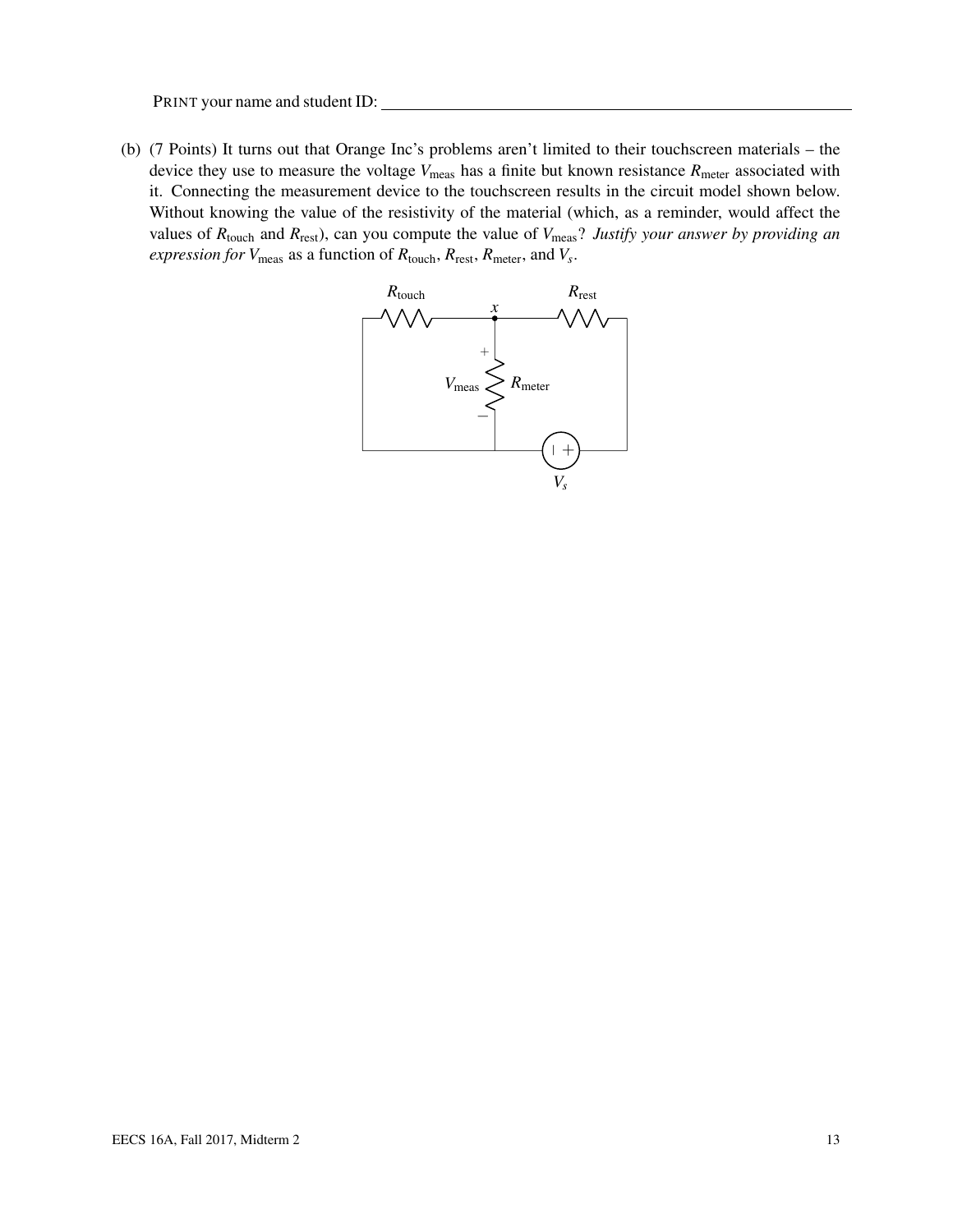PRINT your name and student ID: ____________________

(b) (7 Points) It turns out that Orange Inc's problems aren't limited to their touchscreen materials – the device they use to measure the voltage $V_{\text{meas}}$ has a finite but known resistance $R_{\text{meter}}$ associated with it. Connecting the measurement device to the touchscreen results in the circuit model shown below. Without knowing the value of the resistivity of the material (which, as a reminder, would affect the values of $R_{\text{touch}}$ and $R_{\text{rest}}$), can you compute the value of $V_{\text{meas}}$? *Justify your answer by providing an expression for* $V_{\text{meas}}$ as a function of $R_{\text{touch}}$, $R_{\text{rest}}$, $R_{\text{meter}}$, and $V_s$.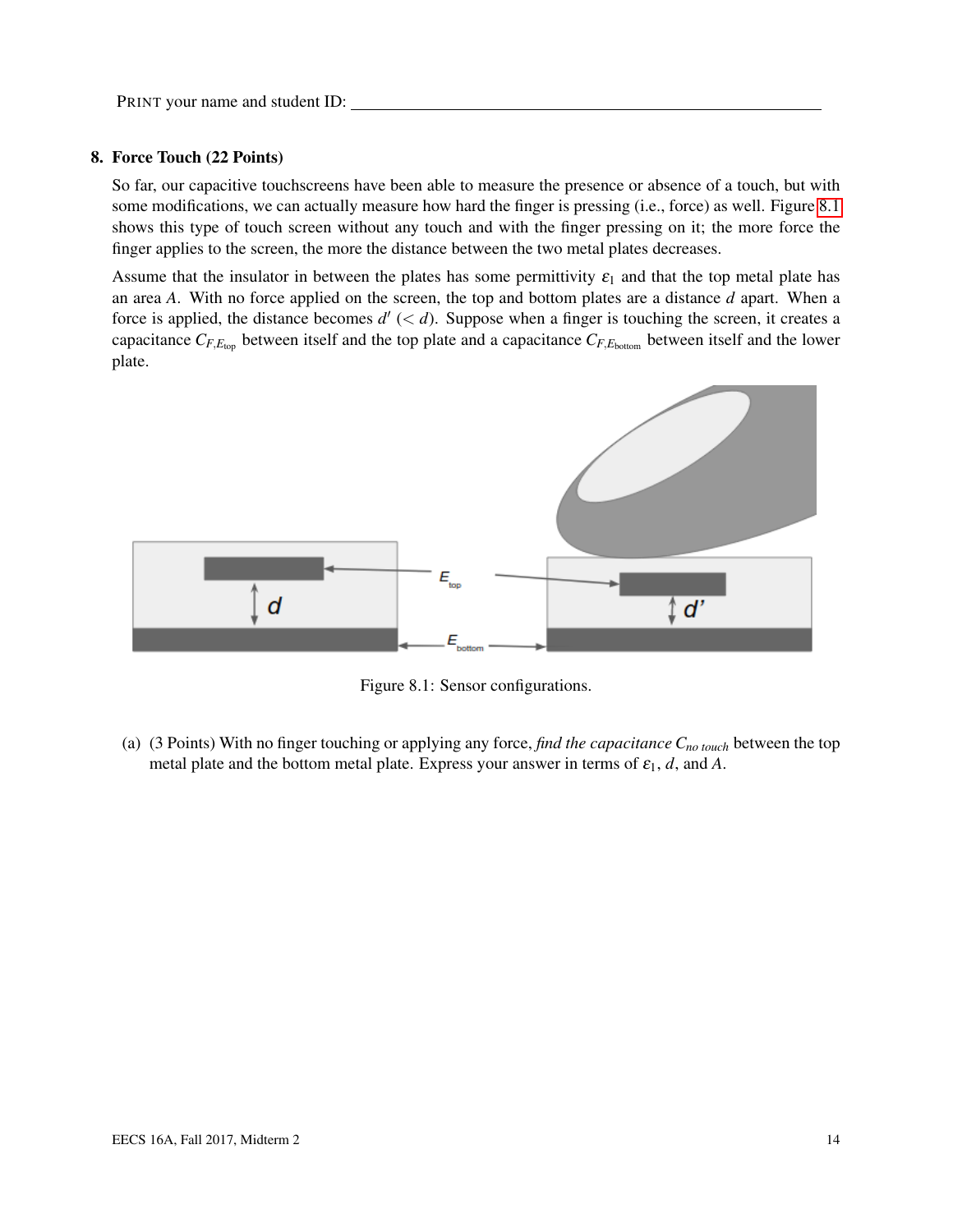PRINT your name and student ID: ____________________

## 8. Force Touch (22 Points)

So far, our capacitive touchscreens have been able to measure the presence or absence of a touch, but with some modifications, we can actually measure how hard the finger is pressing (i.e., force) as well. Figure 8.1 shows this type of touch screen without any touch and with the finger pressing on it; the more force the finger applies to the screen, the more the distance between the two metal plates decreases.

Assume that the insulator in between the plates has some permittivity $\varepsilon_1$ and that the top metal plate has an area $A$. With no force applied on the screen, the top and bottom plates are a distance $d$ apart. When a force is applied, the distance becomes $d'$ ($< d$). Suppose when a finger is touching the screen, it creates a capacitance $C_{F,E_{\text{top}}}$ between itself and the top plate and a capacitance $C_{F,E_{\text{bottom}}}$ between itself and the lower plate.

Figure 8.1: Sensor configurations.

(a) (3 Points) With no finger touching or applying any force, *find the capacitance* $C_{no\ touch}$ between the top metal plate and the bottom metal plate. Express your answer in terms of $\varepsilon_1$, $d$, and $A$.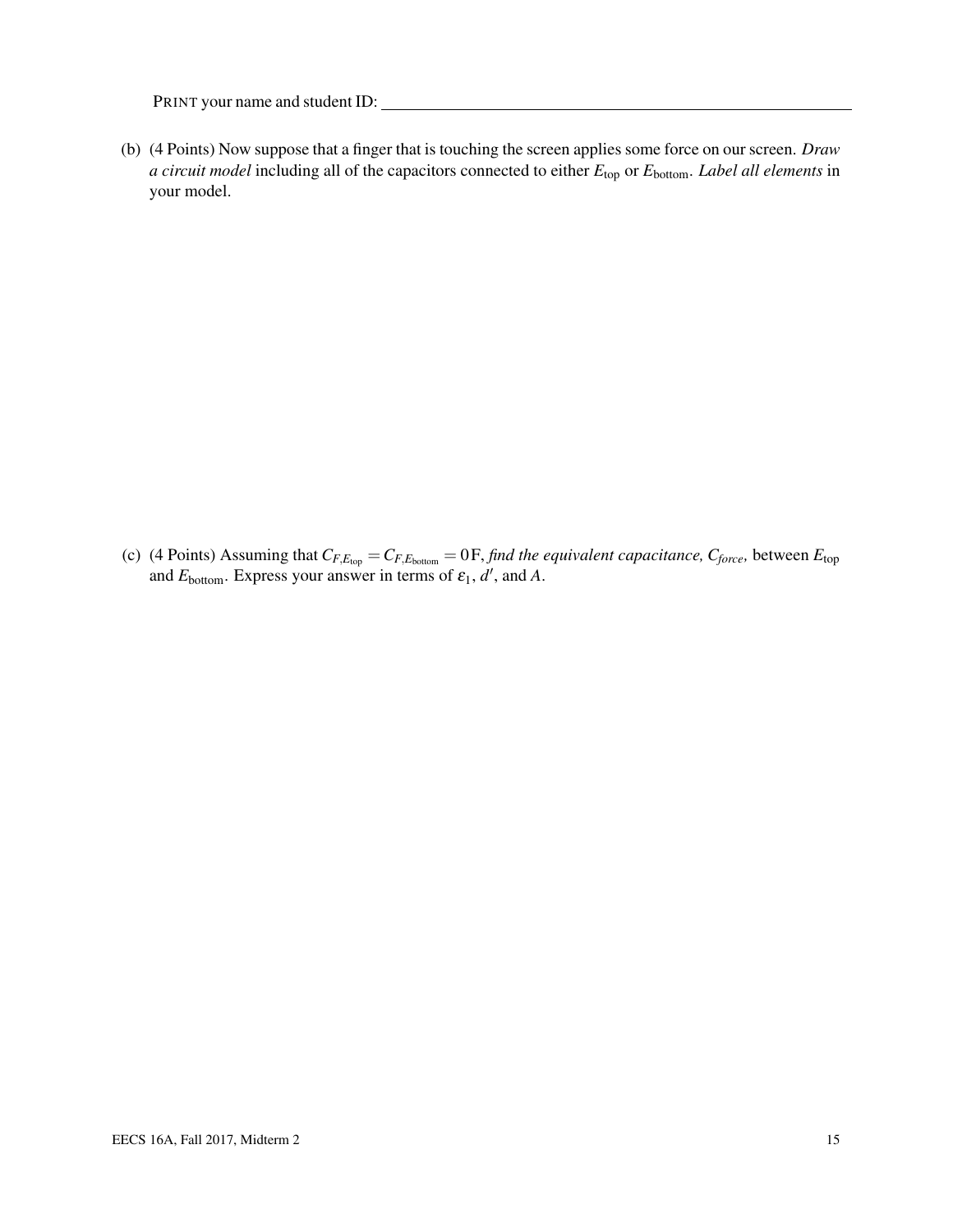PRINT your name and student ID: ____________________________________________

(b) (4 Points) Now suppose that a finger that is touching the screen applies some force on our screen. *Draw a circuit model* including all of the capacitors connected to either $E_{\text{top}}$ or $E_{\text{bottom}}$. *Label all elements* in your model.

(c) (4 Points) Assuming that $C_{F,E_{\text{top}}} = C_{F,E_{\text{bottom}}} = 0\,\text{F}$, *find the equivalent capacitance, $C_{force}$,* between $E_{\text{top}}$ and $E_{\text{bottom}}$. Express your answer in terms of $\varepsilon_1$, $d'$, and $A$.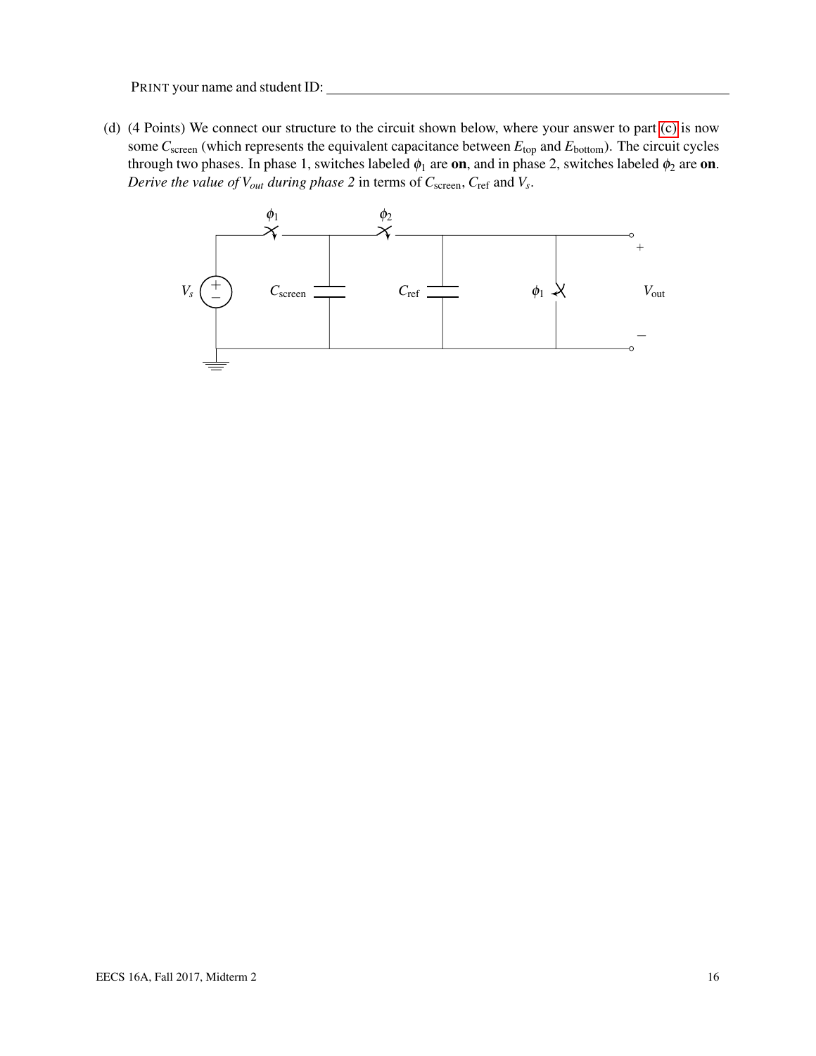PRINT your name and student ID: ______________________________

(d) (4 Points) We connect our structure to the circuit shown below, where your answer to part (c) is now some $C_{\text{screen}}$ (which represents the equivalent capacitance between $E_{\text{top}}$ and $E_{\text{bottom}}$). The circuit cycles through two phases. In phase 1, switches labeled $\phi_1$ are **on**, and in phase 2, switches labeled $\phi_2$ are **on**. *Derive the value of $V_{out}$ during phase 2* in terms of $C_{\text{screen}}$, $C_{\text{ref}}$ and $V_s$.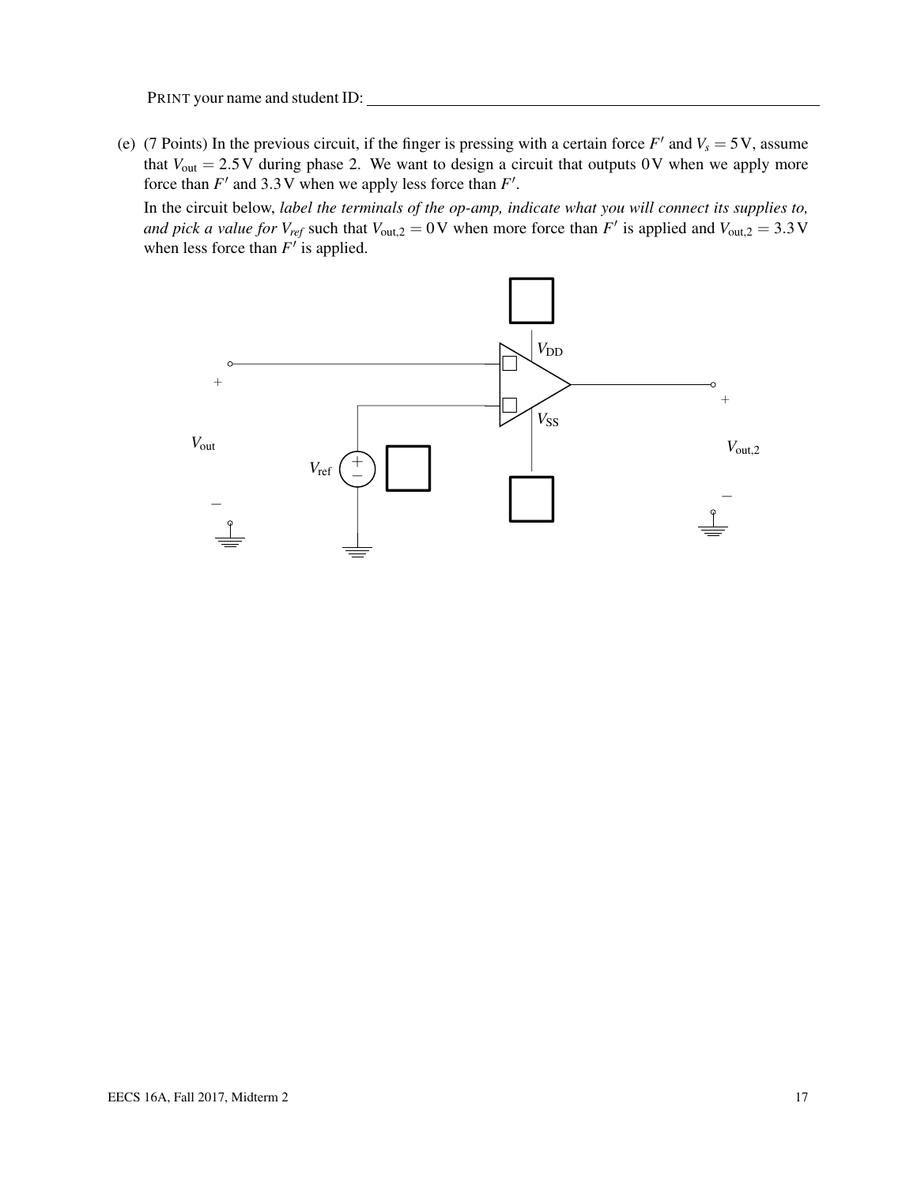PRINT your name and student ID: \_\_\_\_\_\_\_\_\_\_\_\_\_\_\_\_\_\_\_\_\_\_\_\_\_\_\_\_\_\_\_\_\_\_\_\_\_\_\_\_\_\_\_\_\_\_\_\_

(e) (7 Points) In the previous circuit, if the finger is pressing with a certain force $F'$ and $V_s = 5\,\text{V}$, assume that $V_{\text{out}} = 2.5\,\text{V}$ during phase 2. We want to design a circuit that outputs $0\,\text{V}$ when we apply more force than $F'$ and $3.3\,\text{V}$ when we apply less force than $F'$.

In the circuit below, *label the terminals of the op-amp, indicate what you will connect its supplies to, and pick a value for $V_{ref}$* such that $V_{\text{out},2} = 0\,\text{V}$ when more force than $F'$ is applied and $V_{\text{out},2} = 3.3\,\text{V}$ when less force than $F'$ is applied.

$V_{\text{DD}}$ $V_{\text{SS}}$ $V_{\text{out}}$ $V_{\text{ref}}$ $V_{\text{out},2}$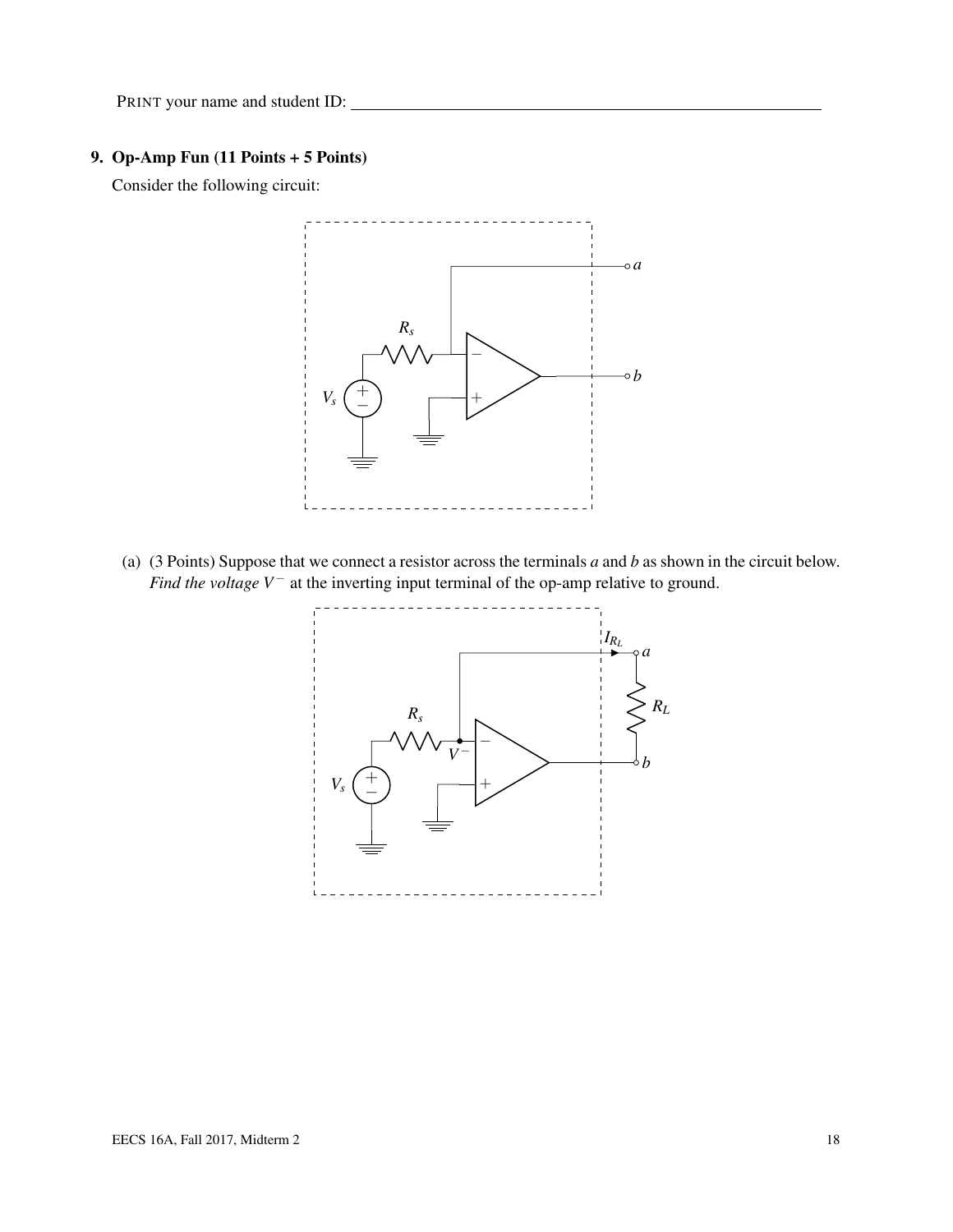PRINT your name and student ID: ______________________________

**9. Op-Amp Fun (11 Points + 5 Points)**

Consider the following circuit:

(a) (3 Points) Suppose that we connect a resistor across the terminals $a$ and $b$ as shown in the circuit below. *Find the voltage* $V^-$ at the inverting input terminal of the op-amp relative to ground.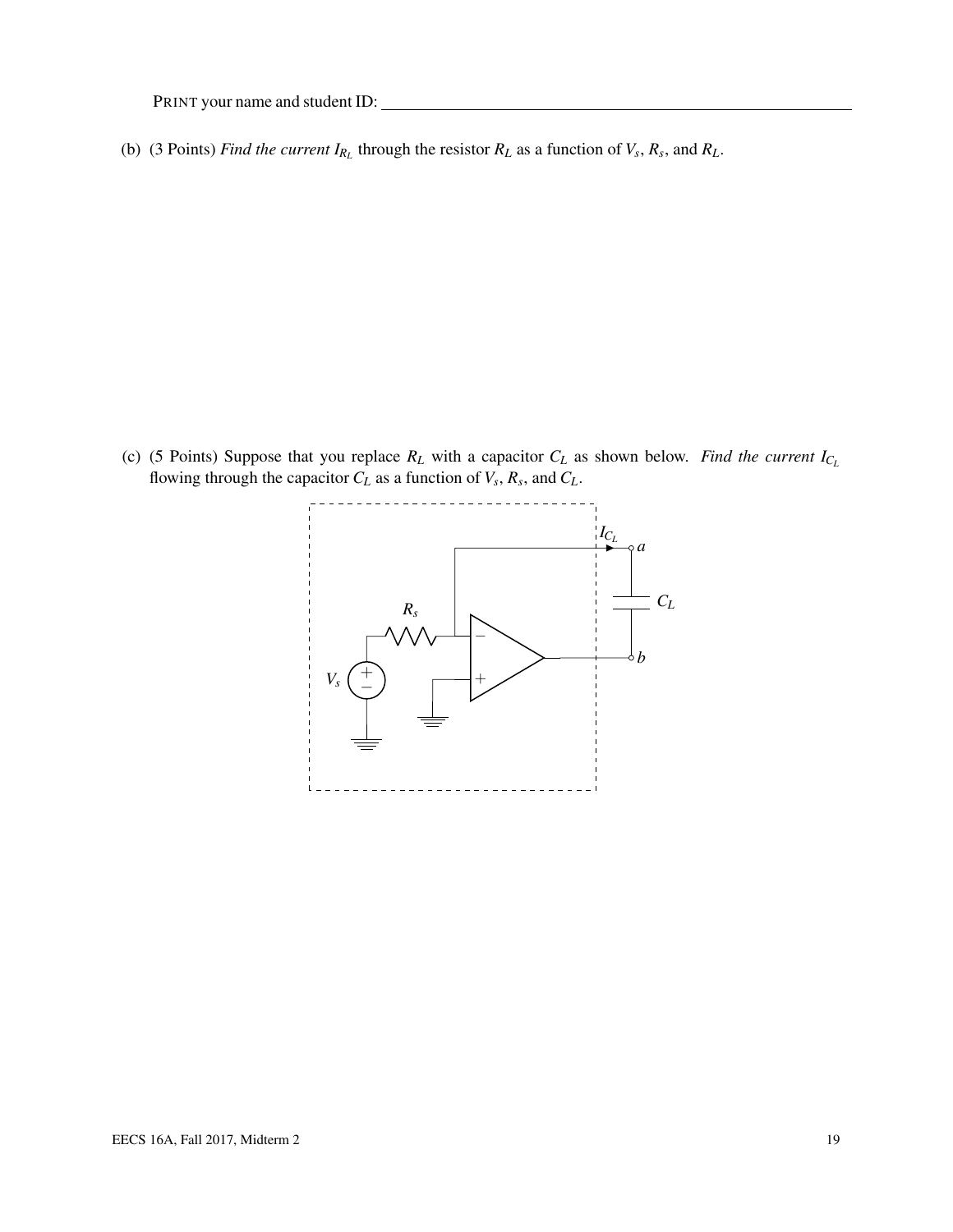PRINT your name and student ID: ______________________________

(b) (3 Points) *Find the current $I_{R_L}$* through the resistor $R_L$ as a function of $V_s$, $R_s$, and $R_L$.

(c) (5 Points) Suppose that you replace $R_L$ with a capacitor $C_L$ as shown below. *Find the current $I_{C_L}$* flowing through the capacitor $C_L$ as a function of $V_s$, $R_s$, and $C_L$.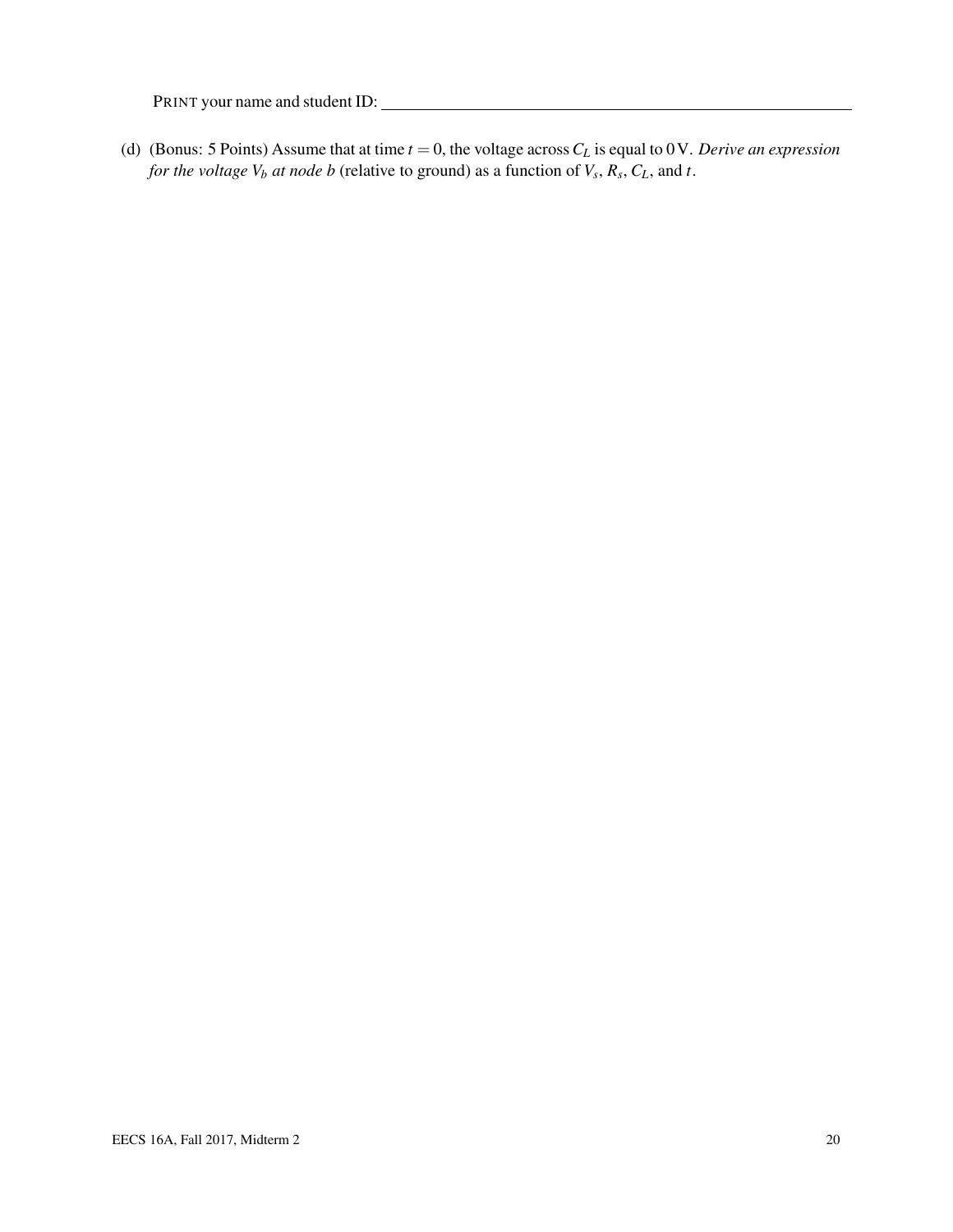PRINT your name and student ID: ______________________________

(d) (Bonus: 5 Points) Assume that at time $t = 0$, the voltage across $C_L$ is equal to $0\,\text{V}$. *Derive an expression for the voltage $V_b$ at node b* (relative to ground) as a function of $V_s$, $R_s$, $C_L$, and $t$.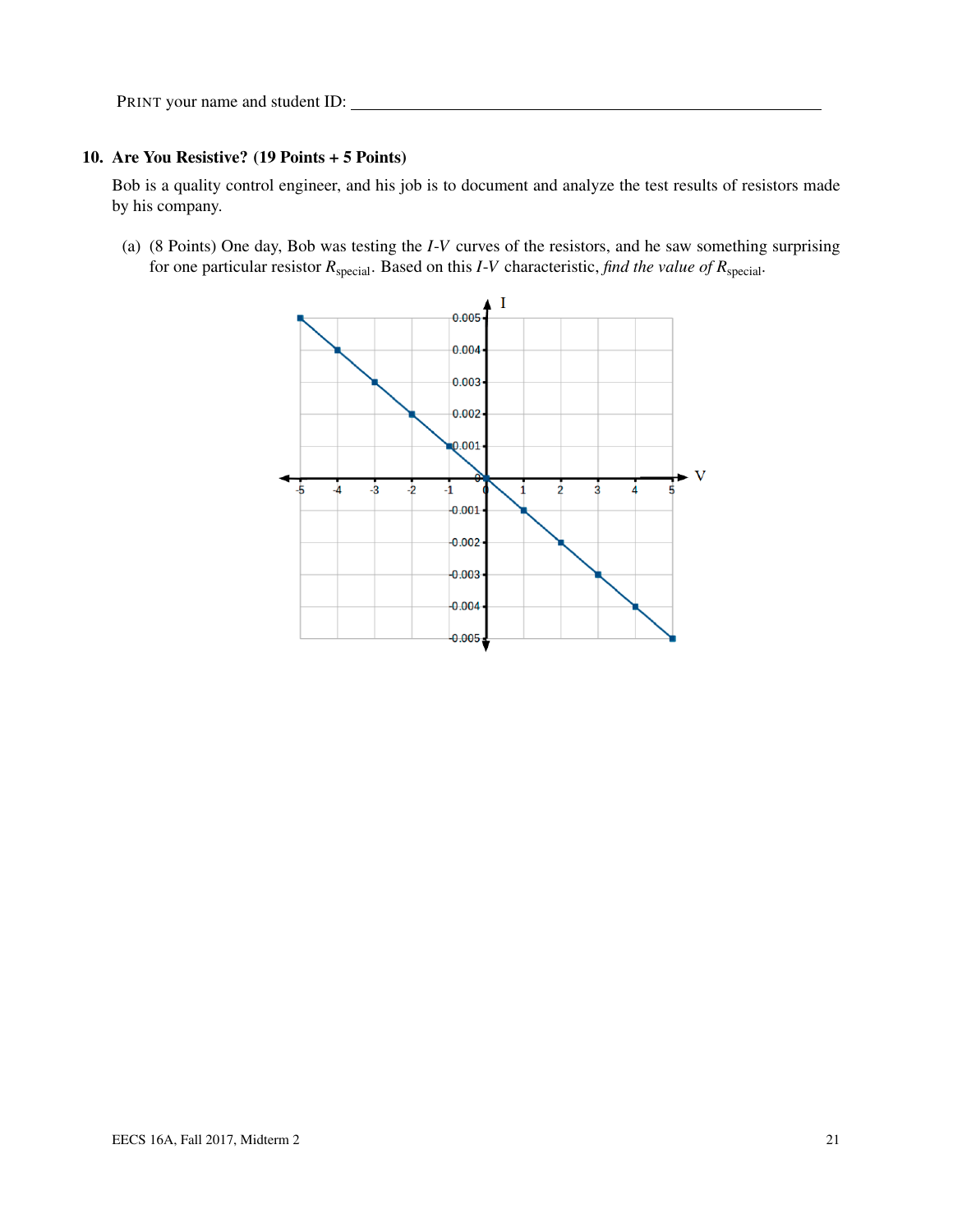PRINT your name and student ID: ___________________________

## 10. Are You Resistive? (19 Points + 5 Points)

Bob is a quality control engineer, and his job is to document and analyze the test results of resistors made by his company.

(a) (8 Points) One day, Bob was testing the *I*-*V* curves of the resistors, and he saw something surprising for one particular resistor $R_{\text{special}}$. Based on this *I*-*V* characteristic, *find the value of* $R_{\text{special}}$.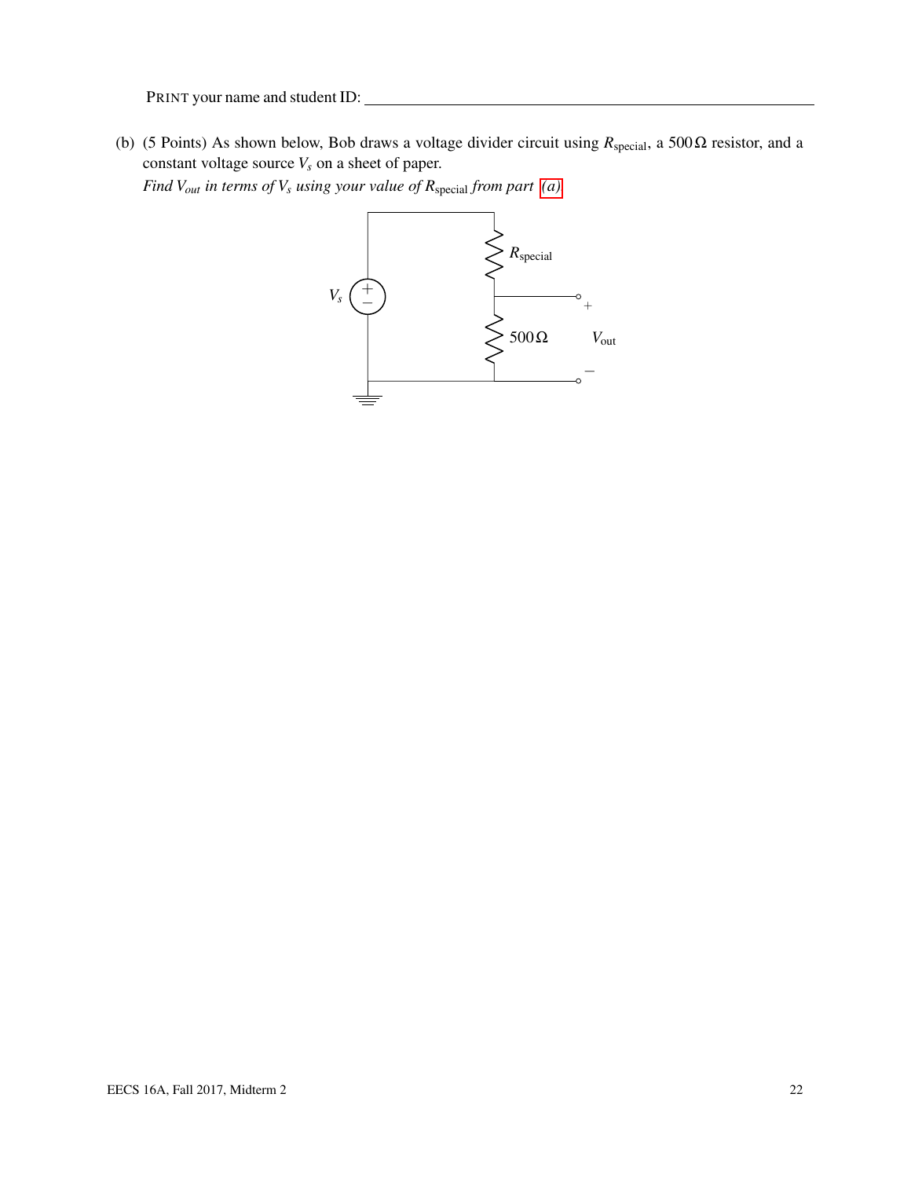PRINT your name and student ID: ____________________________________________

(b) (5 Points) As shown below, Bob draws a voltage divider circuit using $R_{\text{special}}$, a $500\,\Omega$ resistor, and a constant voltage source $V_s$ on a sheet of paper.

*Find $V_{out}$ in terms of $V_s$ using your value of $R_{\text{special}}$ from part (a)*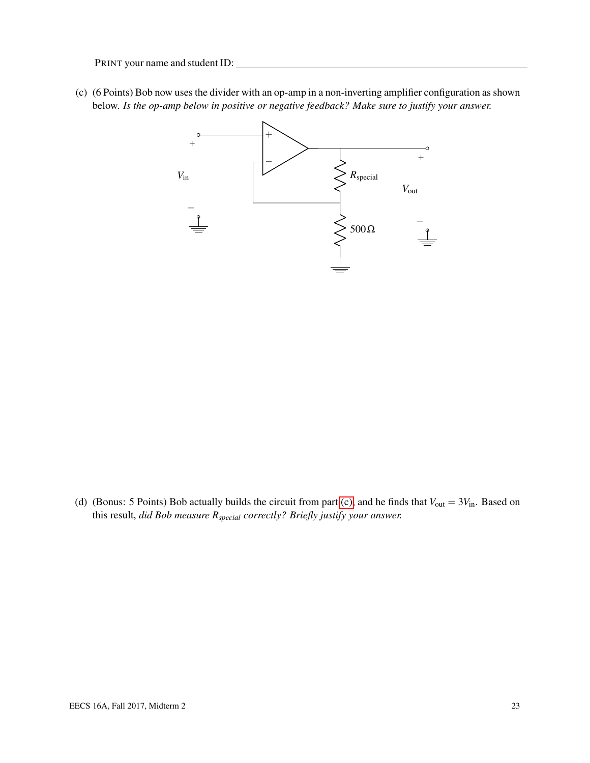PRINT your name and student ID: ____________________

(c) (6 Points) Bob now uses the divider with an op-amp in a non-inverting amplifier configuration as shown below. *Is the op-amp below in positive or negative feedback? Make sure to justify your answer.*

(d) (Bonus: 5 Points) Bob actually builds the circuit from part (c), and he finds that $V_{out} = 3V_{in}$. Based on this result, *did Bob measure $R_{special}$ correctly? Briefly justify your answer.*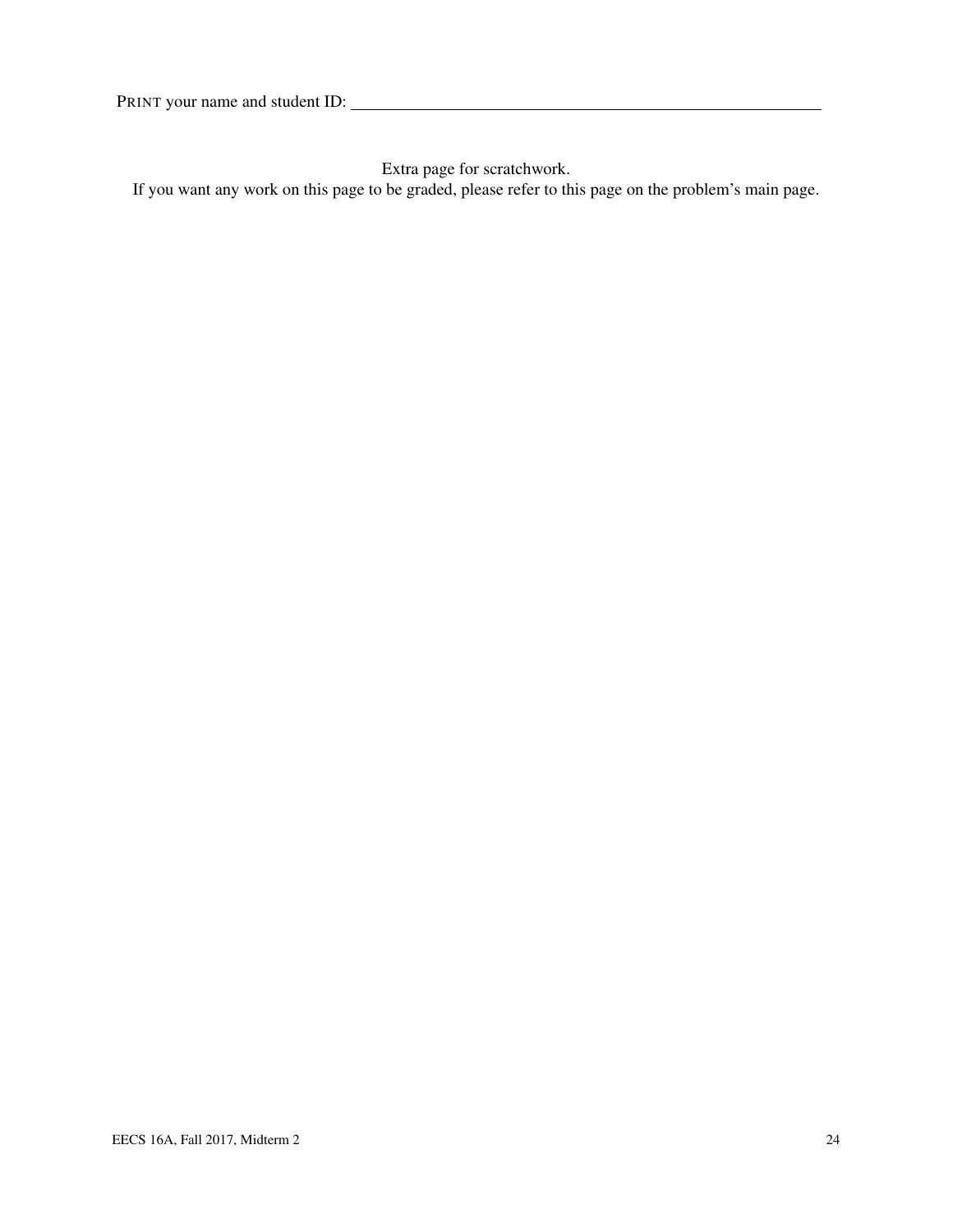PRINT your name and student ID: ____________________________________________

Extra page for scratchwork.

If you want any work on this page to be graded, please refer to this page on the problem's main page.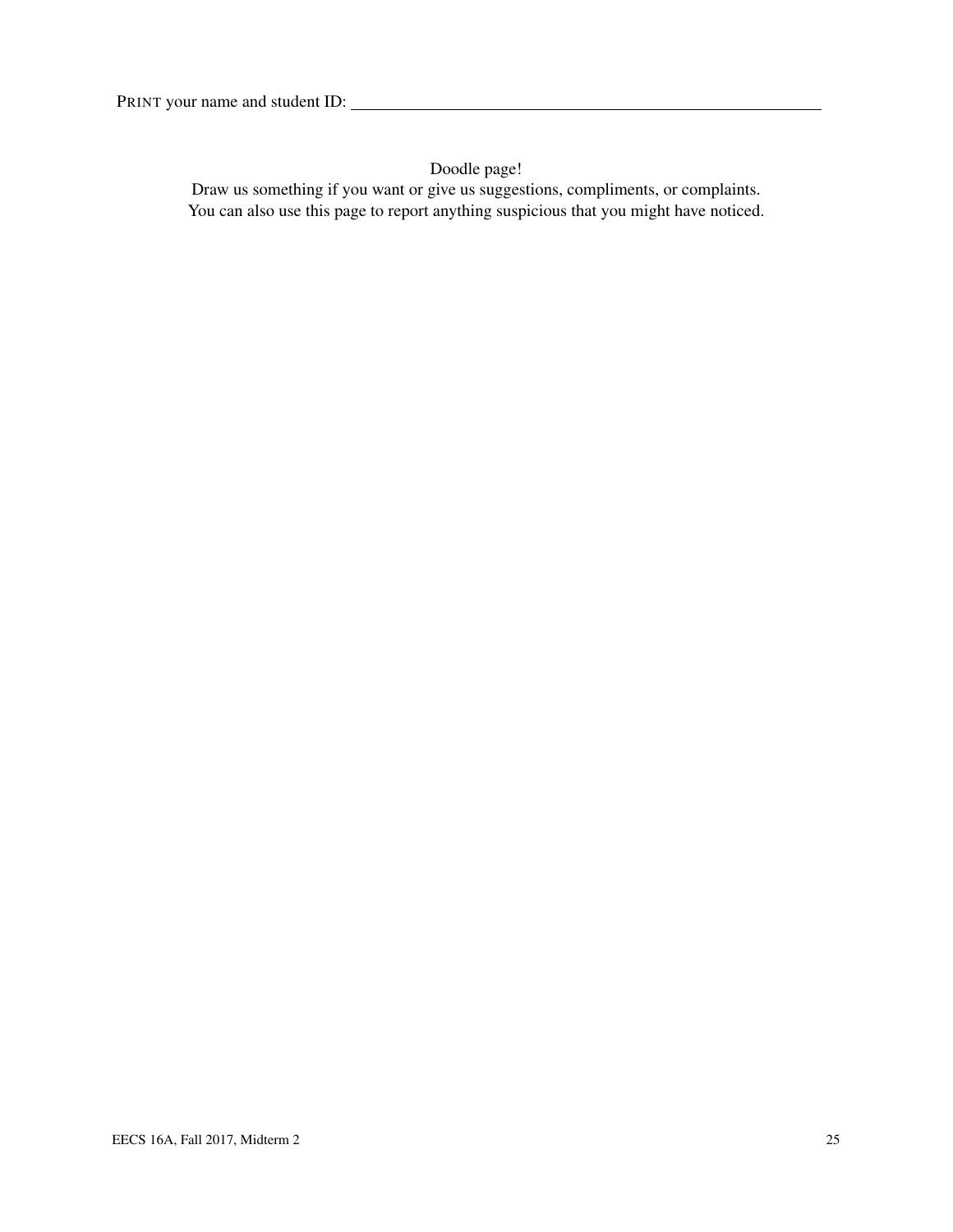PRINT your name and student ID: ____________________________________________

Doodle page!

Draw us something if you want or give us suggestions, compliments, or complaints.
You can also use this page to report anything suspicious that you might have noticed.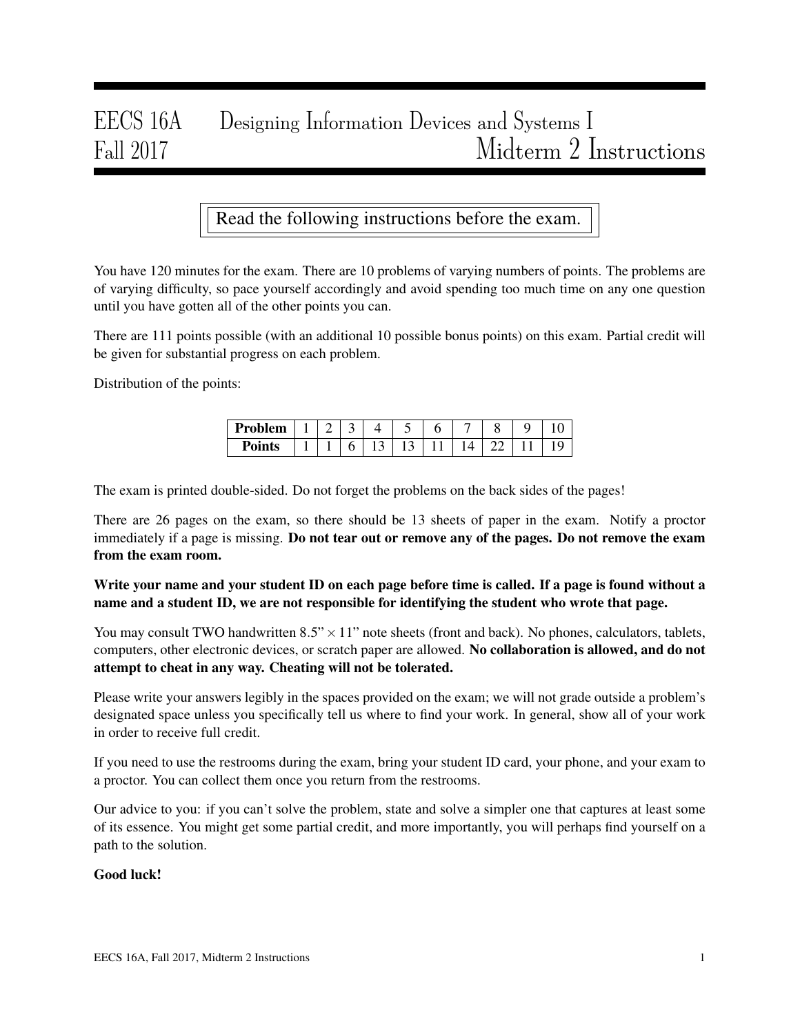# EECS 16A Designing Information Devices and Systems I

## Fall 2017 Midterm 2 Instructions

**Read the following instructions before the exam.**

You have 120 minutes for the exam. There are 10 problems of varying numbers of points. The problems are of varying difficulty, so pace yourself accordingly and avoid spending too much time on any one question until you have gotten all of the other points you can.

There are 111 points possible (with an additional 10 possible bonus points) on this exam. Partial credit will be given for substantial progress on each problem.

Distribution of the points:

| **Problem** | 1 | 2 | 3 | 4 | 5 | 6 | 7 | 8 | 9 | 10 |
|---|---|---|---|---|---|---|---|---|---|---|
| **Points** | 1 | 1 | 6 | 13 | 13 | 11 | 14 | 22 | 11 | 19 |

The exam is printed double-sided. Do not forget the problems on the back sides of the pages!

There are 26 pages on the exam, so there should be 13 sheets of paper in the exam. Notify a proctor immediately if a page is missing. **Do not tear out or remove any of the pages. Do not remove the exam from the exam room.**

**Write your name and your student ID on each page before time is called. If a page is found without a name and a student ID, we are not responsible for identifying the student who wrote that page.**

You may consult TWO handwritten 8.5" $\times$ 11" note sheets (front and back). No phones, calculators, tablets, computers, other electronic devices, or scratch paper are allowed. **No collaboration is allowed, and do not attempt to cheat in any way. Cheating will not be tolerated.**

Please write your answers legibly in the spaces provided on the exam; we will not grade outside a problem's designated space unless you specifically tell us where to find your work. In general, show all of your work in order to receive full credit.

If you need to use the restrooms during the exam, bring your student ID card, your phone, and your exam to a proctor. You can collect them once you return from the restrooms.

Our advice to you: if you can't solve the problem, state and solve a simpler one that captures at least some of its essence. You might get some partial credit, and more importantly, you will perhaps find yourself on a path to the solution.

**Good luck!**